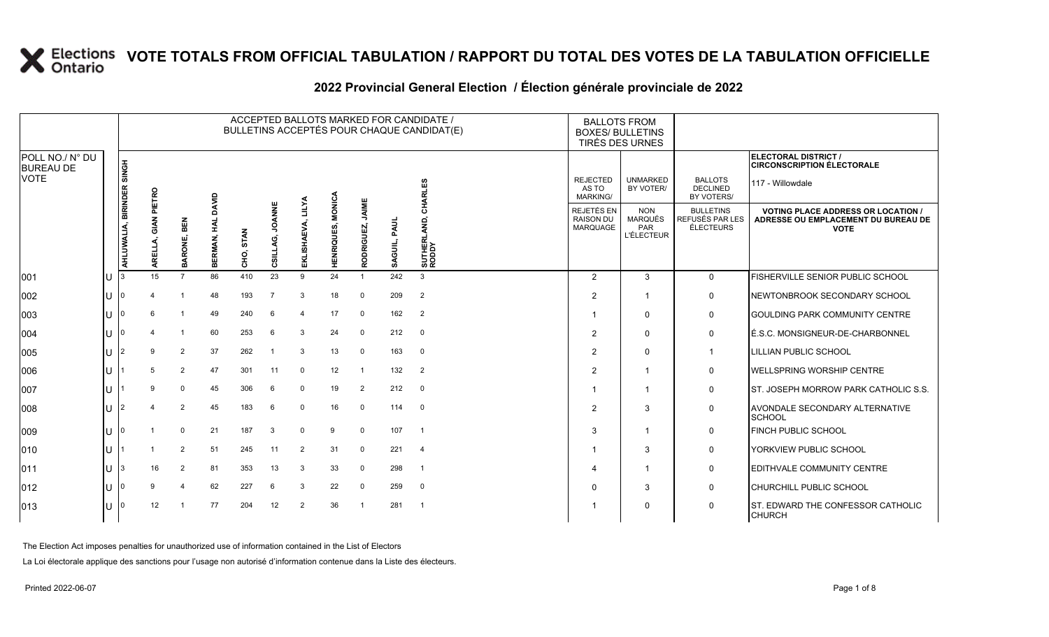# VOTE TOTALS FROM OFFICIAL TABULATION / RAPPORT DU TOTAL DES VOTES DE LA TABULATION OFFICIELLE

## 2022 Provincial General Election / Élection générale provinciale de 2022

ELECTORAL DISTRICT / CIRCONSCRIPTION ÉLECTORALE: 117 - Willowdale

| POLL NO./ N° DU BUREAU DE VOTE | | ACCEPTED BALLOTS MARKED FOR CANDIDATE / BULLETINS ACCEPTÉS POUR CHAQUE CANDIDAT(E) | | | | | | | | | | | BALLOTS FROM BOXES/ BULLETINS TIRÉS DES URNES | | | |
|---|---|---|---|---|---|---|---|---|---|---|---|---|---|---|---|---|
| | | AHLUWALIA, BIRINDER SINGH | ARELLA, GIAN PIETRO | BARONE, BEN | BERMAN, HAL DAVID | CHO, STAN | CSILLAG, JOANNE | EKLISHAEVA, LILYA | HENRIQUES, MONICA | RODRIGUEZ, JAIME | SAGUIL, PAUL | SUTHERLAND, CHARLES RODDY | REJECTED AS TO MARKING/ REJETÉS EN RAISON DU MARQUAGE | UNMARKED BY VOTER/ NON MARQUÉS PAR L'ÉLECTEUR | BALLOTS DECLINED BY VOTERS/ BULLETINS REFUSÉS PAR LES ÉLECTEURS | VOTING PLACE ADDRESS OR LOCATION / ADRESSE OU EMPLACEMENT DU BUREAU DE VOTE |
| 001 | U | 3 | 15 | 7 | 86 | 410 | 23 | 9 | 24 | 1 | 242 | 3 | 2 | 3 | 0 | FISHERVILLE SENIOR PUBLIC SCHOOL |
| 002 | U | 0 | 4 | 1 | 48 | 193 | 7 | 3 | 18 | 0 | 209 | 2 | 2 | 1 | 0 | NEWTONBROOK SECONDARY SCHOOL |
| 003 | U | 0 | 6 | 1 | 49 | 240 | 6 | 4 | 17 | 0 | 162 | 2 | 1 | 0 | 0 | GOULDING PARK COMMUNITY CENTRE |
| 004 | U | 0 | 4 | 1 | 60 | 253 | 6 | 3 | 24 | 0 | 212 | 0 | 2 | 0 | 0 | É.S.C. MONSIGNEUR-DE-CHARBONNEL |
| 005 | U | 2 | 9 | 2 | 37 | 262 | 1 | 3 | 13 | 0 | 163 | 0 | 2 | 0 | 1 | LILLIAN PUBLIC SCHOOL |
| 006 | U | 1 | 5 | 2 | 47 | 301 | 11 | 0 | 12 | 1 | 132 | 2 | 2 | 1 | 0 | WELLSPRING WORSHIP CENTRE |
| 007 | U | 1 | 9 | 0 | 45 | 306 | 6 | 0 | 19 | 2 | 212 | 0 | 1 | 1 | 0 | ST. JOSEPH MORROW PARK CATHOLIC S.S. |
| 008 | U | 2 | 4 | 2 | 45 | 183 | 6 | 0 | 16 | 0 | 114 | 0 | 2 | 3 | 0 | AVONDALE SECONDARY ALTERNATIVE SCHOOL |
| 009 | U | 0 | 1 | 0 | 21 | 187 | 3 | 0 | 9 | 0 | 107 | 1 | 3 | 1 | 0 | FINCH PUBLIC SCHOOL |
| 010 | U | 1 | 1 | 2 | 51 | 245 | 11 | 2 | 31 | 0 | 221 | 4 | 1 | 3 | 0 | YORKVIEW PUBLIC SCHOOL |
| 011 | U | 3 | 16 | 2 | 81 | 353 | 13 | 3 | 33 | 0 | 298 | 1 | 4 | 1 | 0 | EDITHVALE COMMUNITY CENTRE |
| 012 | U | 0 | 9 | 4 | 62 | 227 | 6 | 3 | 22 | 0 | 259 | 0 | 0 | 3 | 0 | CHURCHILL PUBLIC SCHOOL |
| 013 | U | 0 | 12 | 1 | 77 | 204 | 12 | 2 | 36 | 1 | 281 | 1 | 1 | 0 | 0 | ST. EDWARD THE CONFESSOR CATHOLIC CHURCH |

The Election Act imposes penalties for unauthorized use of information contained in the List of Electors

La Loi électorale applique des sanctions pour l'usage non autorisé d'information contenue dans la Liste des électeurs.

Printed 2022-06-07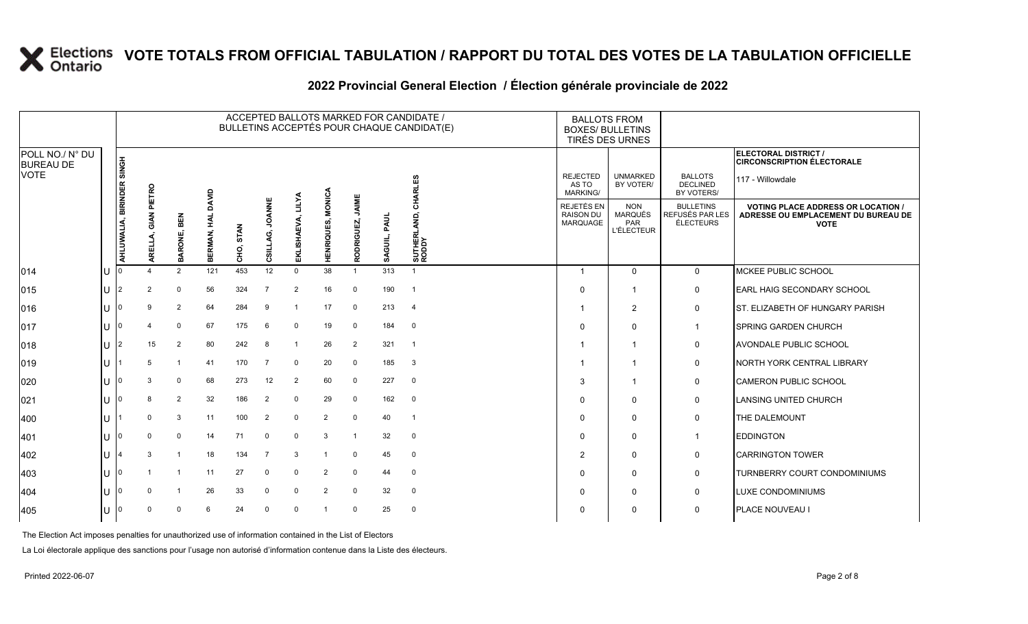# VOTE TOTALS FROM OFFICIAL TABULATION / RAPPORT DU TOTAL DES VOTES DE LA TABULATION OFFICIELLE

## 2022 Provincial General Election / Élection générale provinciale de 2022

ELECTORAL DISTRICT / CIRCONSCRIPTION ÉLECTORALE: 117 - Willowdale

| POLL NO./ N° DU BUREAU DE VOTE | | ACCEPTED BALLOTS MARKED FOR CANDIDATE / BULLETINS ACCEPTÉS POUR CHAQUE CANDIDAT(E) | | | | | | | | | | | BALLOTS FROM BOXES/ BULLETINS TIRÉS DES URNES | | | |
|---|---|---|---|---|---|---|---|---|---|---|---|---|---|---|---|---|
| | | AHLUWALIA, BIRINDER SINGH | ARELLA, GIAN PIETRO | BARONE, BEN | BERMAN, HAL DAVID | CHO, STAN | CSILLAG, JOANNE | EKLISHAEVA, LILYA | HENRIQUES, MONICA | RODRIGUEZ, JAIME | SAGUIL, PAUL | SUTHERLAND, CHARLES RODDY | REJECTED AS TO MARKING/ REJETÉS EN RAISON DU MARQUAGE | UNMARKED BY VOTER/ NON MARQUÉS PAR L'ÉLECTEUR | BALLOTS DECLINED BY VOTERS/ BULLETINS REFUSÉS PAR LES ÉLECTEURS | VOTING PLACE ADDRESS OR LOCATION / ADRESSE OU EMPLACEMENT DU BUREAU DE VOTE |
| 014 | U | 0 | 4 | 2 | 121 | 453 | 12 | 0 | 38 | 1 | 313 | 1 | 1 | 0 | 0 | MCKEE PUBLIC SCHOOL |
| 015 | U | 2 | 2 | 0 | 56 | 324 | 7 | 2 | 16 | 0 | 190 | 1 | 0 | 1 | 0 | EARL HAIG SECONDARY SCHOOL |
| 016 | U | 0 | 9 | 2 | 64 | 284 | 9 | 1 | 17 | 0 | 213 | 4 | 1 | 2 | 0 | ST. ELIZABETH OF HUNGARY PARISH |
| 017 | U | 0 | 4 | 0 | 67 | 175 | 6 | 0 | 19 | 0 | 184 | 0 | 0 | 0 | 1 | SPRING GARDEN CHURCH |
| 018 | U | 2 | 15 | 2 | 80 | 242 | 8 | 1 | 26 | 2 | 321 | 1 | 1 | 1 | 0 | AVONDALE PUBLIC SCHOOL |
| 019 | U | 1 | 5 | 1 | 41 | 170 | 7 | 0 | 20 | 0 | 185 | 3 | 1 | 1 | 0 | NORTH YORK CENTRAL LIBRARY |
| 020 | U | 0 | 3 | 0 | 68 | 273 | 12 | 2 | 60 | 0 | 227 | 0 | 3 | 1 | 0 | CAMERON PUBLIC SCHOOL |
| 021 | U | 0 | 8 | 2 | 32 | 186 | 2 | 0 | 29 | 0 | 162 | 0 | 0 | 0 | 0 | LANSING UNITED CHURCH |
| 400 | U | 1 | 0 | 3 | 11 | 100 | 2 | 0 | 2 | 0 | 40 | 1 | 0 | 0 | 0 | THE DALEMOUNT |
| 401 | U | 0 | 0 | 0 | 14 | 71 | 0 | 0 | 3 | 1 | 32 | 0 | 0 | 0 | 1 | EDDINGTON |
| 402 | U | 4 | 3 | 1 | 18 | 134 | 7 | 3 | 1 | 0 | 45 | 0 | 2 | 0 | 0 | CARRINGTON TOWER |
| 403 | U | 0 | 1 | 1 | 11 | 27 | 0 | 0 | 2 | 0 | 44 | 0 | 0 | 0 | 0 | TURNBERRY COURT CONDOMINIUMS |
| 404 | U | 0 | 0 | 1 | 26 | 33 | 0 | 0 | 2 | 0 | 32 | 0 | 0 | 0 | 0 | LUXE CONDOMINIUMS |
| 405 | U | 0 | 0 | 0 | 6 | 24 | 0 | 0 | 1 | 0 | 25 | 0 | 0 | 0 | 0 | PLACE NOUVEAU I |

The Election Act imposes penalties for unauthorized use of information contained in the List of Electors

La Loi électorale applique des sanctions pour l'usage non autorisé d'information contenue dans la Liste des électeurs.

Printed 2022-06-07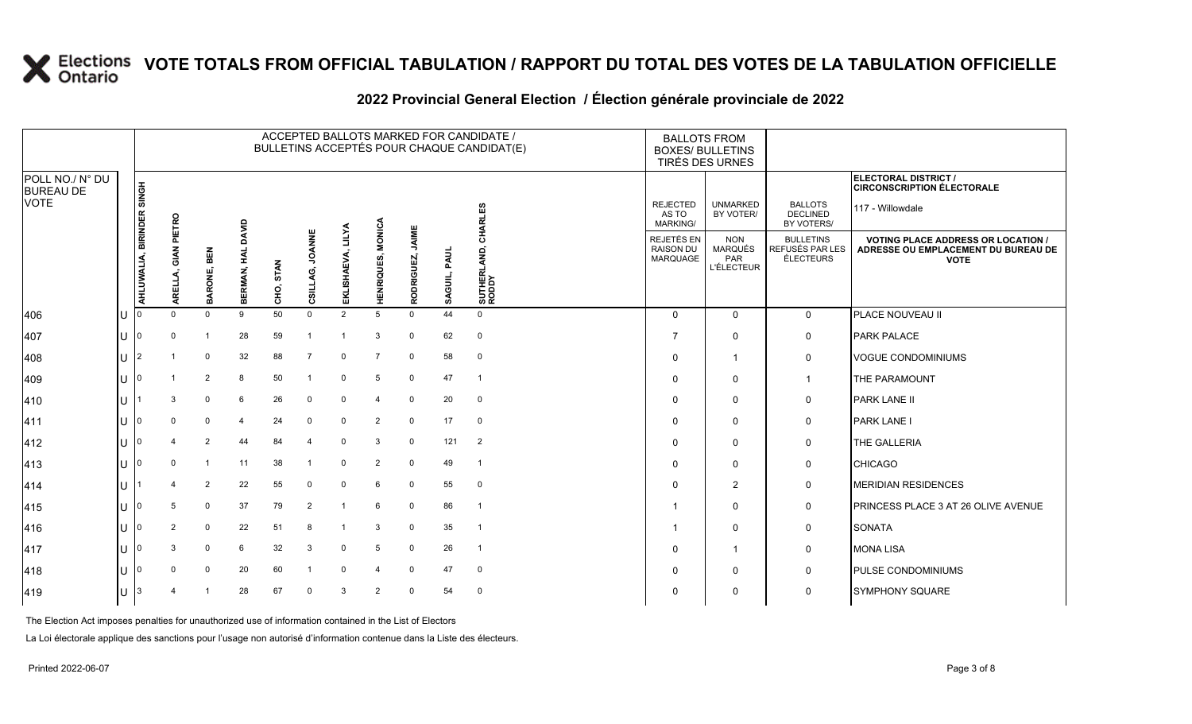# VOTE TOTALS FROM OFFICIAL TABULATION / RAPPORT DU TOTAL DES VOTES DE LA TABULATION OFFICIELLE

## 2022 Provincial General Election / Élection générale provinciale de 2022

**ELECTORAL DISTRICT / CIRCONSCRIPTION ÉLECTORALE:** 117 - Willowdale

| POLL NO./ N° DU BUREAU DE VOTE | | ACCEPTED BALLOTS MARKED FOR CANDIDATE / BULLETINS ACCEPTÉS POUR CHAQUE CANDIDAT(E) | | | | | | | | | | | BALLOTS FROM BOXES/ BULLETINS TIRÉS DES URNES | | | |
|---|---|---|---|---|---|---|---|---|---|---|---|---|---|---|---|---|
| | | AHLUWALIA, BIRINDER SINGH | ARELLA, GIAN PIETRO | BARONE, BEN | BERMAN, HAL DAVID | CHO, STAN | CSILLAG, JOANNE | EKLISHAEVA, LILYA | HENRIQUES, MONICA | RODRIGUEZ, JAIME | SAGUIL, PAUL | SUTHERLAND, CHARLES RODDY | REJECTED AS TO MARKING/ REJETÉS EN RAISON DU MARQUAGE | UNMARKED BY VOTER/ NON MARQUÉS PAR L'ÉLECTEUR | BALLOTS DECLINED BY VOTERS/ BULLETINS REFUSÉS PAR LES ÉLECTEURS | VOTING PLACE ADDRESS OR LOCATION / ADRESSE OU EMPLACEMENT DU BUREAU DE VOTE |
| 406 | U | 0 | 0 | 0 | 9 | 50 | 0 | 2 | 5 | 0 | 44 | 0 | 0 | 0 | 0 | PLACE NOUVEAU II |
| 407 | U | 0 | 0 | 1 | 28 | 59 | 1 | 1 | 3 | 0 | 62 | 0 | 7 | 0 | 0 | PARK PALACE |
| 408 | U | 2 | 1 | 0 | 32 | 88 | 7 | 0 | 7 | 0 | 58 | 0 | 0 | 1 | 0 | VOGUE CONDOMINIUMS |
| 409 | U | 0 | 1 | 2 | 8 | 50 | 1 | 0 | 5 | 0 | 47 | 1 | 0 | 0 | 1 | THE PARAMOUNT |
| 410 | U | 1 | 3 | 0 | 6 | 26 | 0 | 0 | 4 | 0 | 20 | 0 | 0 | 0 | 0 | PARK LANE II |
| 411 | U | 0 | 0 | 0 | 4 | 24 | 0 | 0 | 2 | 0 | 17 | 0 | 0 | 0 | 0 | PARK LANE I |
| 412 | U | 0 | 4 | 2 | 44 | 84 | 4 | 0 | 3 | 0 | 121 | 2 | 0 | 0 | 0 | THE GALLERIA |
| 413 | U | 0 | 0 | 1 | 11 | 38 | 1 | 0 | 2 | 0 | 49 | 1 | 0 | 0 | 0 | CHICAGO |
| 414 | U | 1 | 4 | 2 | 22 | 55 | 0 | 0 | 6 | 0 | 55 | 0 | 0 | 2 | 0 | MERIDIAN RESIDENCES |
| 415 | U | 0 | 5 | 0 | 37 | 79 | 2 | 1 | 6 | 0 | 86 | 1 | 1 | 0 | 0 | PRINCESS PLACE 3 AT 26 OLIVE AVENUE |
| 416 | U | 0 | 2 | 0 | 22 | 51 | 8 | 1 | 3 | 0 | 35 | 1 | 1 | 0 | 0 | SONATA |
| 417 | U | 0 | 3 | 0 | 6 | 32 | 3 | 0 | 5 | 0 | 26 | 1 | 0 | 1 | 0 | MONA LISA |
| 418 | U | 0 | 0 | 0 | 20 | 60 | 1 | 0 | 4 | 0 | 47 | 0 | 0 | 0 | 0 | PULSE CONDOMINIUMS |
| 419 | U | 3 | 4 | 1 | 28 | 67 | 0 | 3 | 2 | 0 | 54 | 0 | 0 | 0 | 0 | SYMPHONY SQUARE |

The Election Act imposes penalties for unauthorized use of information contained in the List of Electors

La Loi électorale applique des sanctions pour l'usage non autorisé d'information contenue dans la Liste des électeurs.

Printed 2022-06-07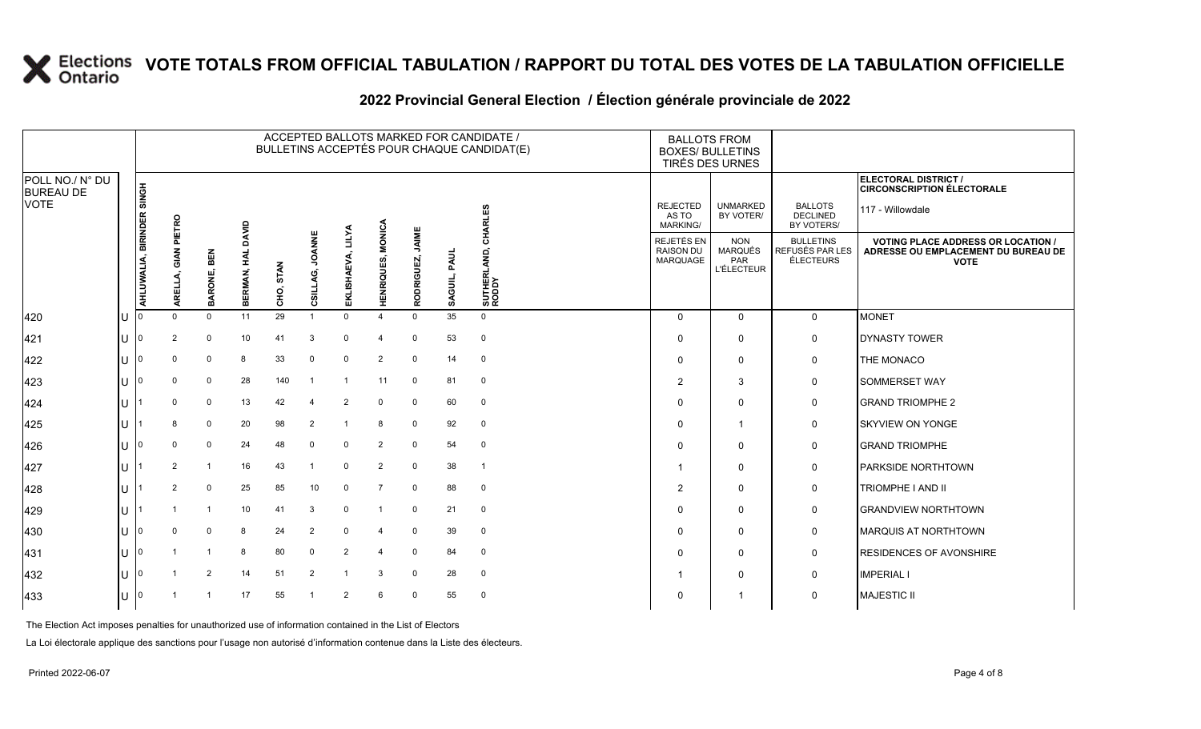# VOTE TOTALS FROM OFFICIAL TABULATION / RAPPORT DU TOTAL DES VOTES DE LA TABULATION OFFICIELLE

## 2022 Provincial General Election / Élection générale provinciale de 2022

| POLL NO./ N° DU BUREAU DE VOTE | | ACCEPTED BALLOTS MARKED FOR CANDIDATE / BULLETINS ACCEPTÉS POUR CHAQUE CANDIDAT(E) | | | | | | | | | | | BALLOTS FROM BOXES/ BULLETINS TIRÉS DES URNES | | | ELECTORAL DISTRICT / CIRCONSCRIPTION ÉLECTORALE 117 - Willowdale |
|---|---|---|---|---|---|---|---|---|---|---|---|---|---|---|---|---|
| | | AHLUWALIA, BIRINDER SINGH | ARELLA, GIAN PIETRO | BARONE, BEN | BERMAN, HAL DAVID | CHO, STAN | CSILLAG, JOANNE | EKLISHAEVA, LILYA | HENRIQUES, MONICA | RODRIGUEZ, JAIME | SAGUIL, PAUL | SUTHERLAND, CHARLES RODDY | REJECTED AS TO MARKING/ REJETÉS EN RAISON DU MARQUAGE | UNMARKED BY VOTER/ NON MARQUÉS PAR L'ÉLECTEUR | BALLOTS DECLINED BY VOTERS/ BULLETINS REFUSÉS PAR LES ÉLECTEURS | VOTING PLACE ADDRESS OR LOCATION / ADRESSE OU EMPLACEMENT DU BUREAU DE VOTE |
| 420 | U | 0 | 0 | 0 | 11 | 29 | 1 | 0 | 4 | 0 | 35 | 0 | 0 | 0 | 0 | MONET |
| 421 | U | 0 | 2 | 0 | 10 | 41 | 3 | 0 | 4 | 0 | 53 | 0 | 0 | 0 | 0 | DYNASTY TOWER |
| 422 | U | 0 | 0 | 0 | 8 | 33 | 0 | 0 | 2 | 0 | 14 | 0 | 0 | 0 | 0 | THE MONACO |
| 423 | U | 0 | 0 | 0 | 28 | 140 | 1 | 1 | 11 | 0 | 81 | 0 | 2 | 3 | 0 | SOMMERSET WAY |
| 424 | U | 1 | 0 | 0 | 13 | 42 | 4 | 2 | 0 | 0 | 60 | 0 | 0 | 0 | 0 | GRAND TRIOMPHE 2 |
| 425 | U | 1 | 8 | 0 | 20 | 98 | 2 | 1 | 8 | 0 | 92 | 0 | 0 | 1 | 0 | SKYVIEW ON YONGE |
| 426 | U | 0 | 0 | 0 | 24 | 48 | 0 | 0 | 2 | 0 | 54 | 0 | 0 | 0 | 0 | GRAND TRIOMPHE |
| 427 | U | 1 | 2 | 1 | 16 | 43 | 1 | 0 | 2 | 0 | 38 | 1 | 1 | 0 | 0 | PARKSIDE NORTHTOWN |
| 428 | U | 1 | 2 | 0 | 25 | 85 | 10 | 0 | 7 | 0 | 88 | 0 | 2 | 0 | 0 | TRIOMPHE I AND II |
| 429 | U | 1 | 1 | 1 | 10 | 41 | 3 | 0 | 1 | 0 | 21 | 0 | 0 | 0 | 0 | GRANDVIEW NORTHTOWN |
| 430 | U | 0 | 0 | 0 | 8 | 24 | 2 | 0 | 4 | 0 | 39 | 0 | 0 | 0 | 0 | MARQUIS AT NORTHTOWN |
| 431 | U | 0 | 1 | 1 | 8 | 80 | 0 | 2 | 4 | 0 | 84 | 0 | 0 | 0 | 0 | RESIDENCES OF AVONSHIRE |
| 432 | U | 0 | 1 | 2 | 14 | 51 | 2 | 1 | 3 | 0 | 28 | 0 | 1 | 0 | 0 | IMPERIAL I |
| 433 | U | 0 | 1 | 1 | 17 | 55 | 1 | 2 | 6 | 0 | 55 | 0 | 0 | 1 | 0 | MAJESTIC II |

The Election Act imposes penalties for unauthorized use of information contained in the List of Electors

La Loi électorale applique des sanctions pour l'usage non autorisé d'information contenue dans la Liste des électeurs.

Printed 2022-06-07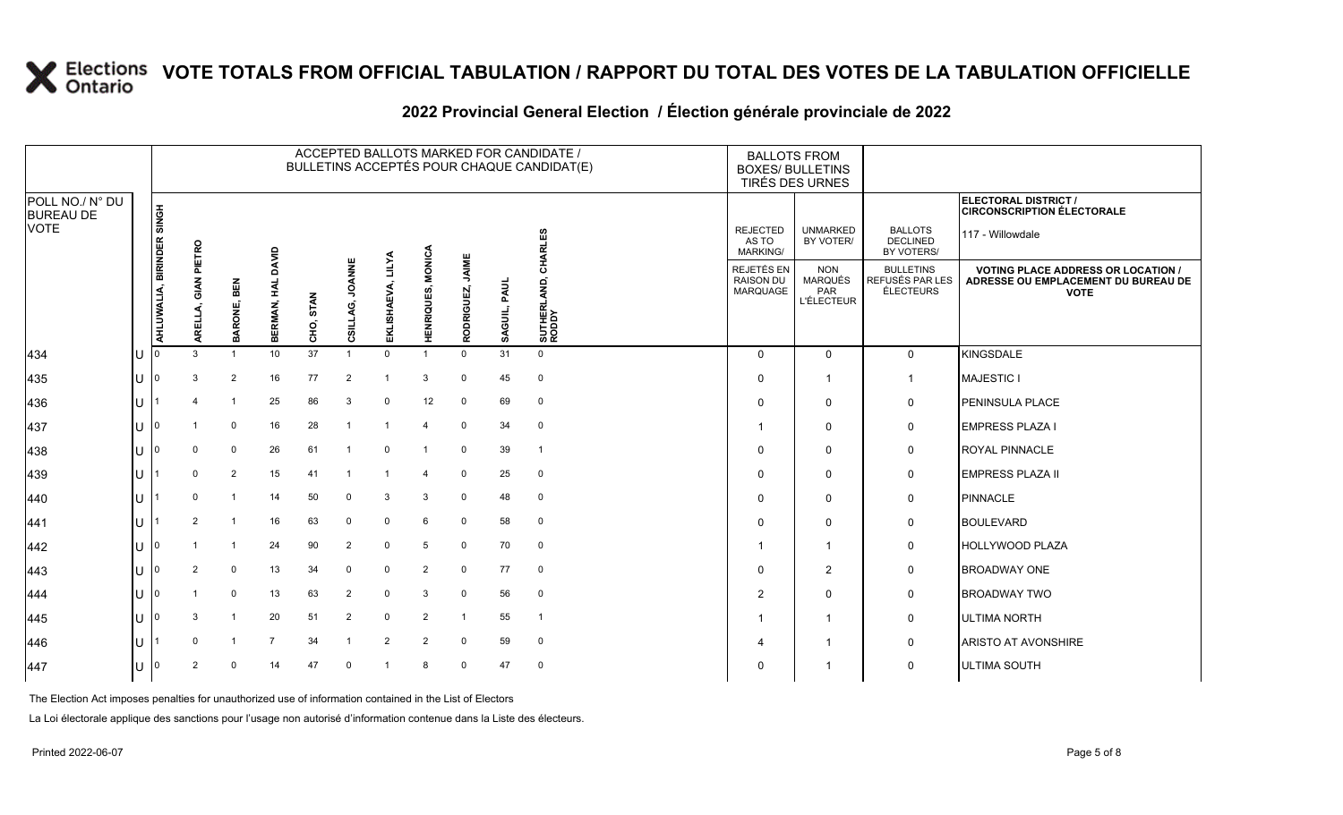# VOTE TOTALS FROM OFFICIAL TABULATION / RAPPORT DU TOTAL DES VOTES DE LA TABULATION OFFICIELLE

## 2022 Provincial General Election / Élection générale provinciale de 2022

ELECTORAL DISTRICT / CIRCONSCRIPTION ÉLECTORALE: 117 - Willowdale

| POLL NO./ N° DU BUREAU DE VOTE | | ACCEPTED BALLOTS MARKED FOR CANDIDATE / BULLETINS ACCEPTÉS POUR CHAQUE CANDIDAT(E) | | | | | | | | | | | BALLOTS FROM BOXES/ BULLETINS TIRÉS DES URNES | | | |
|---|---|---|---|---|---|---|---|---|---|---|---|---|---|---|---|---|
| | | AHLUWALIA, BIRINDER SINGH | ARELLA, GIAN PIETRO | BARONE, BEN | BERMAN, HAL DAVID | CHO, STAN | CSILLAG, JOANNE | EKLISHAEVA, LILYA | HENRIQUES, MONICA | RODRIGUEZ, JAIME | SAGUIL, PAUL | SUTHERLAND, CHARLES RODDY | REJECTED AS TO MARKING/ REJETÉS EN RAISON DU MARQUAGE | UNMARKED BY VOTER/ NON MARQUÉS PAR L'ÉLECTEUR | BALLOTS DECLINED BY VOTERS/ BULLETINS REFUSÉS PAR LES ÉLECTEURS | VOTING PLACE ADDRESS OR LOCATION / ADRESSE OU EMPLACEMENT DU BUREAU DE VOTE |
| 434 | U | 0 | 3 | 1 | 10 | 37 | 1 | 0 | 1 | 0 | 31 | 0 | 0 | 0 | 0 | KINGSDALE |
| 435 | U | 0 | 3 | 2 | 16 | 77 | 2 | 1 | 3 | 0 | 45 | 0 | 0 | 1 | 1 | MAJESTIC I |
| 436 | U | 1 | 4 | 1 | 25 | 86 | 3 | 0 | 12 | 0 | 69 | 0 | 0 | 0 | 0 | PENINSULA PLACE |
| 437 | U | 0 | 1 | 0 | 16 | 28 | 1 | 1 | 4 | 0 | 34 | 0 | 1 | 0 | 0 | EMPRESS PLAZA I |
| 438 | U | 0 | 0 | 0 | 26 | 61 | 1 | 0 | 1 | 0 | 39 | 1 | 0 | 0 | 0 | ROYAL PINNACLE |
| 439 | U | 1 | 0 | 2 | 15 | 41 | 1 | 1 | 4 | 0 | 25 | 0 | 0 | 0 | 0 | EMPRESS PLAZA II |
| 440 | U | 1 | 0 | 1 | 14 | 50 | 0 | 3 | 3 | 0 | 48 | 0 | 0 | 0 | 0 | PINNACLE |
| 441 | U | 1 | 2 | 1 | 16 | 63 | 0 | 0 | 6 | 0 | 58 | 0 | 0 | 0 | 0 | BOULEVARD |
| 442 | U | 0 | 1 | 1 | 24 | 90 | 2 | 0 | 5 | 0 | 70 | 0 | 1 | 1 | 0 | HOLLYWOOD PLAZA |
| 443 | U | 0 | 2 | 0 | 13 | 34 | 0 | 0 | 2 | 0 | 77 | 0 | 0 | 2 | 0 | BROADWAY ONE |
| 444 | U | 0 | 1 | 0 | 13 | 63 | 2 | 0 | 3 | 0 | 56 | 0 | 2 | 0 | 0 | BROADWAY TWO |
| 445 | U | 0 | 3 | 1 | 20 | 51 | 2 | 0 | 2 | 1 | 55 | 1 | 1 | 1 | 0 | ULTIMA NORTH |
| 446 | U | 1 | 0 | 1 | 7 | 34 | 1 | 2 | 2 | 0 | 59 | 0 | 4 | 1 | 0 | ARISTO AT AVONSHIRE |
| 447 | U | 0 | 2 | 0 | 14 | 47 | 0 | 1 | 8 | 0 | 47 | 0 | 0 | 1 | 0 | ULTIMA SOUTH |

The Election Act imposes penalties for unauthorized use of information contained in the List of Electors

La Loi électorale applique des sanctions pour l'usage non autorisé d'information contenue dans la Liste des électeurs.

Printed 2022-06-07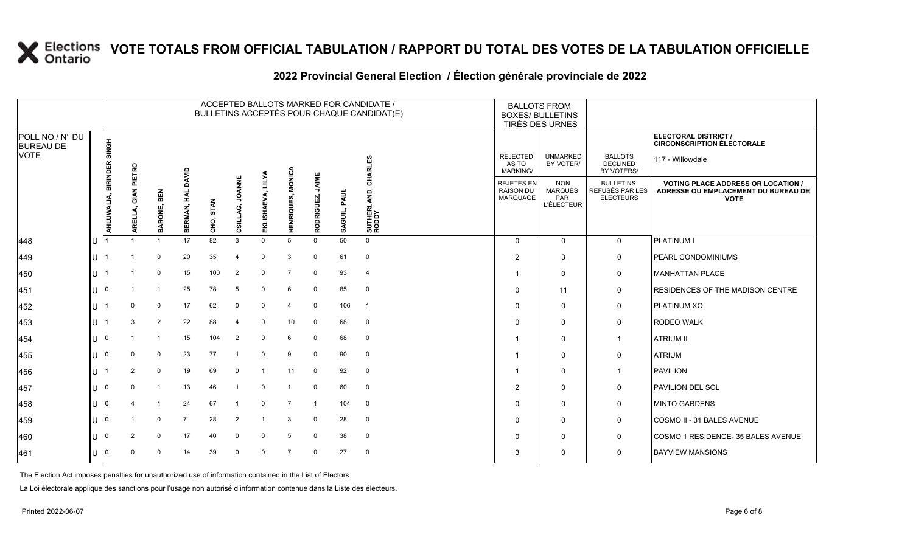# VOTE TOTALS FROM OFFICIAL TABULATION / RAPPORT DU TOTAL DES VOTES DE LA TABULATION OFFICIELLE

## 2022 Provincial General Election / Élection générale provinciale de 2022

ELECTORAL DISTRICT / CIRCONSCRIPTION ÉLECTORALE: 117 - Willowdale

| POLL NO./ N° DU BUREAU DE VOTE | | ACCEPTED BALLOTS MARKED FOR CANDIDATE / BULLETINS ACCEPTÉS POUR CHAQUE CANDIDAT(E) | | | | | | | | | | | BALLOTS FROM BOXES/ BULLETINS TIRÉS DES URNES | | | |
|---|---|---|---|---|---|---|---|---|---|---|---|---|---|---|---|---|
| | | AHLUWALIA, BIRINDER SINGH | ARELLA, GIAN PIETRO | BARONE, BEN | BERMAN, HAL DAVID | CHO, STAN | CSILLAG, JOANNE | EKLISHAEVA, LILYA | HENRIQUES, MONICA | RODRIGUEZ, JAIME | SAGUIL, PAUL | SUTHERLAND, CHARLES RODDY | REJECTED AS TO MARKING/ REJETÉS EN RAISON DU MARQUAGE | UNMARKED BY VOTER/ NON MARQUÉS PAR L'ÉLECTEUR | BALLOTS DECLINED BY VOTERS/ BULLETINS REFUSÉS PAR LES ÉLECTEURS | VOTING PLACE ADDRESS OR LOCATION / ADRESSE OU EMPLACEMENT DU BUREAU DE VOTE |
| 448 | U | 1 | 1 | 1 | 17 | 82 | 3 | 0 | 5 | 0 | 50 | 0 | 0 | 0 | 0 | PLATINUM I |
| 449 | U | 1 | 1 | 0 | 20 | 35 | 4 | 0 | 3 | 0 | 61 | 0 | 2 | 3 | 0 | PEARL CONDOMINIUMS |
| 450 | U | 1 | 1 | 0 | 15 | 100 | 2 | 0 | 7 | 0 | 93 | 4 | 1 | 0 | 0 | MANHATTAN PLACE |
| 451 | U | 0 | 1 | 1 | 25 | 78 | 5 | 0 | 6 | 0 | 85 | 0 | 0 | 11 | 0 | RESIDENCES OF THE MADISON CENTRE |
| 452 | U | 1 | 0 | 0 | 17 | 62 | 0 | 0 | 4 | 0 | 106 | 1 | 0 | 0 | 0 | PLATINUM XO |
| 453 | U | 1 | 3 | 2 | 22 | 88 | 4 | 0 | 10 | 0 | 68 | 0 | 0 | 0 | 0 | RODEO WALK |
| 454 | U | 0 | 1 | 1 | 15 | 104 | 2 | 0 | 6 | 0 | 68 | 0 | 1 | 0 | 1 | ATRIUM II |
| 455 | U | 0 | 0 | 0 | 23 | 77 | 1 | 0 | 9 | 0 | 90 | 0 | 1 | 0 | 0 | ATRIUM |
| 456 | U | 1 | 2 | 0 | 19 | 69 | 0 | 1 | 11 | 0 | 92 | 0 | 1 | 0 | 1 | PAVILION |
| 457 | U | 0 | 0 | 1 | 13 | 46 | 1 | 0 | 1 | 0 | 60 | 0 | 2 | 0 | 0 | PAVILION DEL SOL |
| 458 | U | 0 | 4 | 1 | 24 | 67 | 1 | 0 | 7 | 1 | 104 | 0 | 0 | 0 | 0 | MINTO GARDENS |
| 459 | U | 0 | 1 | 0 | 7 | 28 | 2 | 1 | 3 | 0 | 28 | 0 | 0 | 0 | 0 | COSMO II - 31 BALES AVENUE |
| 460 | U | 0 | 2 | 0 | 17 | 40 | 0 | 0 | 5 | 0 | 38 | 0 | 0 | 0 | 0 | COSMO 1 RESIDENCE- 35 BALES AVENUE |
| 461 | U | 0 | 0 | 0 | 14 | 39 | 0 | 0 | 7 | 0 | 27 | 0 | 3 | 0 | 0 | BAYVIEW MANSIONS |

The Election Act imposes penalties for unauthorized use of information contained in the List of Electors

La Loi électorale applique des sanctions pour l'usage non autorisé d'information contenue dans la Liste des électeurs.

Printed 2022-06-07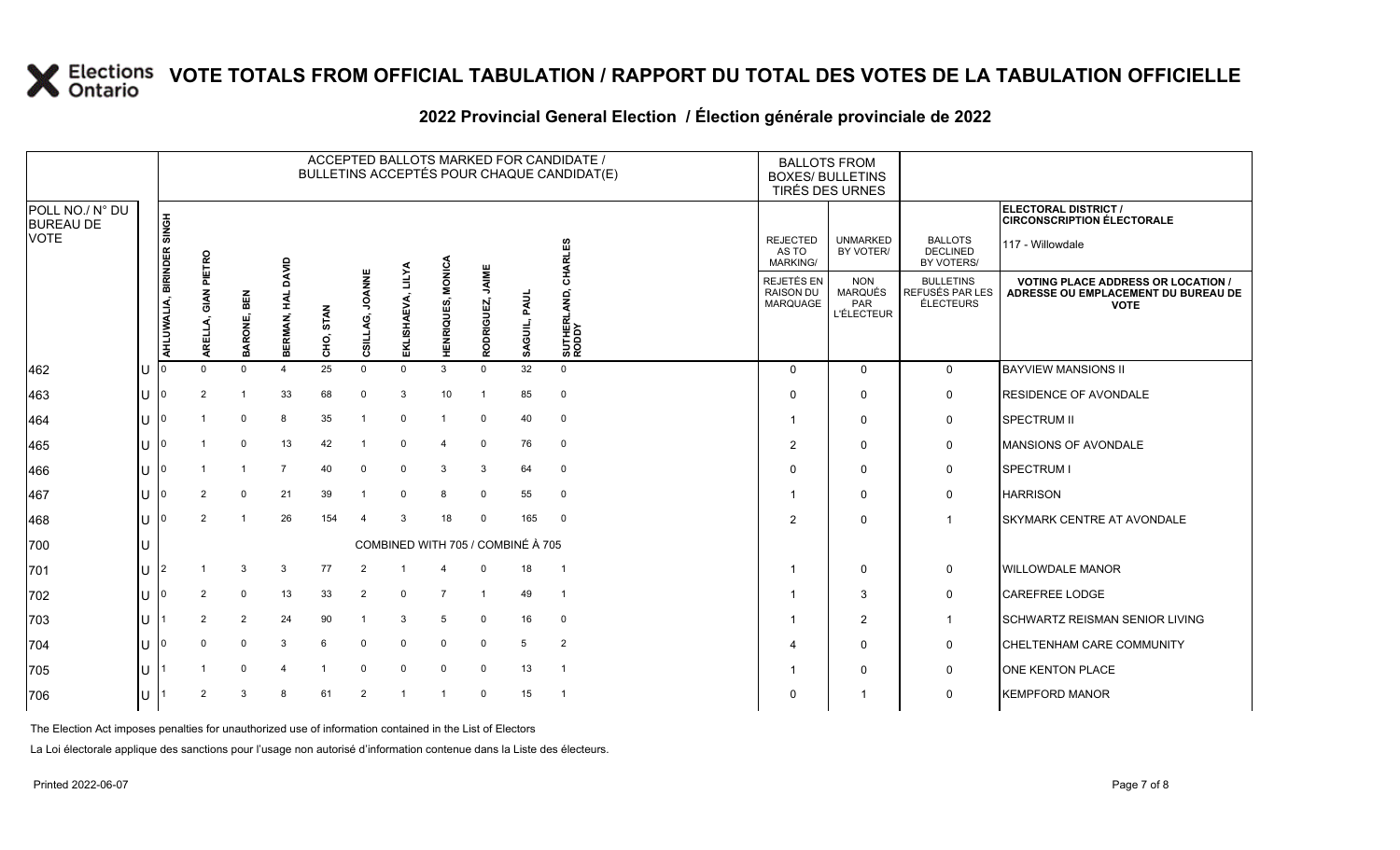# VOTE TOTALS FROM OFFICIAL TABULATION / RAPPORT DU TOTAL DES VOTES DE LA TABULATION OFFICIELLE

## 2022 Provincial General Election / Élection générale provinciale de 2022

ELECTORAL DISTRICT / CIRCONSCRIPTION ÉLECTORALE: 117 - Willowdale

| POLL NO./ N° DU BUREAU DE VOTE | | ACCEPTED BALLOTS MARKED FOR CANDIDATE / BULLETINS ACCEPTÉS POUR CHAQUE CANDIDAT(E) | | | | | | | | | | | BALLOTS FROM BOXES/ BULLETINS TIRÉS DES URNES | | | |
|---|---|---|---|---|---|---|---|---|---|---|---|---|---|---|---|---|
| | | AHLUWALIA, BIRINDER SINGH | ARELLA, GIAN PIETRO | BARONE, BEN | BERMAN, HAL DAVID | CHO, STAN | CSILLAG, JOANNE | EKLISHAEVA, LILYA | HENRIQUES, MONICA | RODRIGUEZ, JAIME | SAGUIL, PAUL | SUTHERLAND, CHARLES RODDY | REJECTED AS TO MARKING/ REJETÉS EN RAISON DU MARQUAGE | UNMARKED BY VOTER/ NON MARQUÉS PAR L'ÉLECTEUR | BALLOTS DECLINED BY VOTERS/ BULLETINS REFUSÉS PAR LES ÉLECTEURS | VOTING PLACE ADDRESS OR LOCATION / ADRESSE OU EMPLACEMENT DU BUREAU DE VOTE |
| 462 | U | 0 | 0 | 0 | 4 | 25 | 0 | 0 | 3 | 0 | 32 | 0 | 0 | 0 | 0 | BAYVIEW MANSIONS II |
| 463 | U | 0 | 2 | 1 | 33 | 68 | 0 | 3 | 10 | 1 | 85 | 0 | 0 | 0 | 0 | RESIDENCE OF AVONDALE |
| 464 | U | 0 | 1 | 0 | 8 | 35 | 1 | 0 | 1 | 0 | 40 | 0 | 1 | 0 | 0 | SPECTRUM II |
| 465 | U | 0 | 1 | 0 | 13 | 42 | 1 | 0 | 4 | 0 | 76 | 0 | 2 | 0 | 0 | MANSIONS OF AVONDALE |
| 466 | U | 0 | 1 | 1 | 7 | 40 | 0 | 0 | 3 | 3 | 64 | 0 | 0 | 0 | 0 | SPECTRUM I |
| 467 | U | 0 | 2 | 0 | 21 | 39 | 1 | 0 | 8 | 0 | 55 | 0 | 1 | 0 | 0 | HARRISON |
| 468 | U | 0 | 2 | 1 | 26 | 154 | 4 | 3 | 18 | 0 | 165 | 0 | 2 | 0 | 1 | SKYMARK CENTRE AT AVONDALE |
| 700 | U | COMBINED WITH 705 / COMBINÉ À 705 | | | | | | | | | | | | | | |
| 701 | U | 2 | 1 | 3 | 3 | 77 | 2 | 1 | 4 | 0 | 18 | 1 | 1 | 0 | 0 | WILLOWDALE MANOR |
| 702 | U | 0 | 2 | 0 | 13 | 33 | 2 | 0 | 7 | 1 | 49 | 1 | 1 | 3 | 0 | CAREFREE LODGE |
| 703 | U | 1 | 2 | 2 | 24 | 90 | 1 | 3 | 5 | 0 | 16 | 0 | 1 | 2 | 1 | SCHWARTZ REISMAN SENIOR LIVING |
| 704 | U | 0 | 0 | 0 | 3 | 6 | 0 | 0 | 0 | 0 | 5 | 2 | 4 | 0 | 0 | CHELTENHAM CARE COMMUNITY |
| 705 | U | 1 | 1 | 0 | 4 | 1 | 0 | 0 | 0 | 0 | 13 | 1 | 1 | 0 | 0 | ONE KENTON PLACE |
| 706 | U | 1 | 2 | 3 | 8 | 61 | 2 | 1 | 1 | 0 | 15 | 1 | 0 | 1 | 0 | KEMPFORD MANOR |

The Election Act imposes penalties for unauthorized use of information contained in the List of Electors

La Loi électorale applique des sanctions pour l'usage non autorisé d'information contenue dans la Liste des électeurs.

Printed 2022-06-07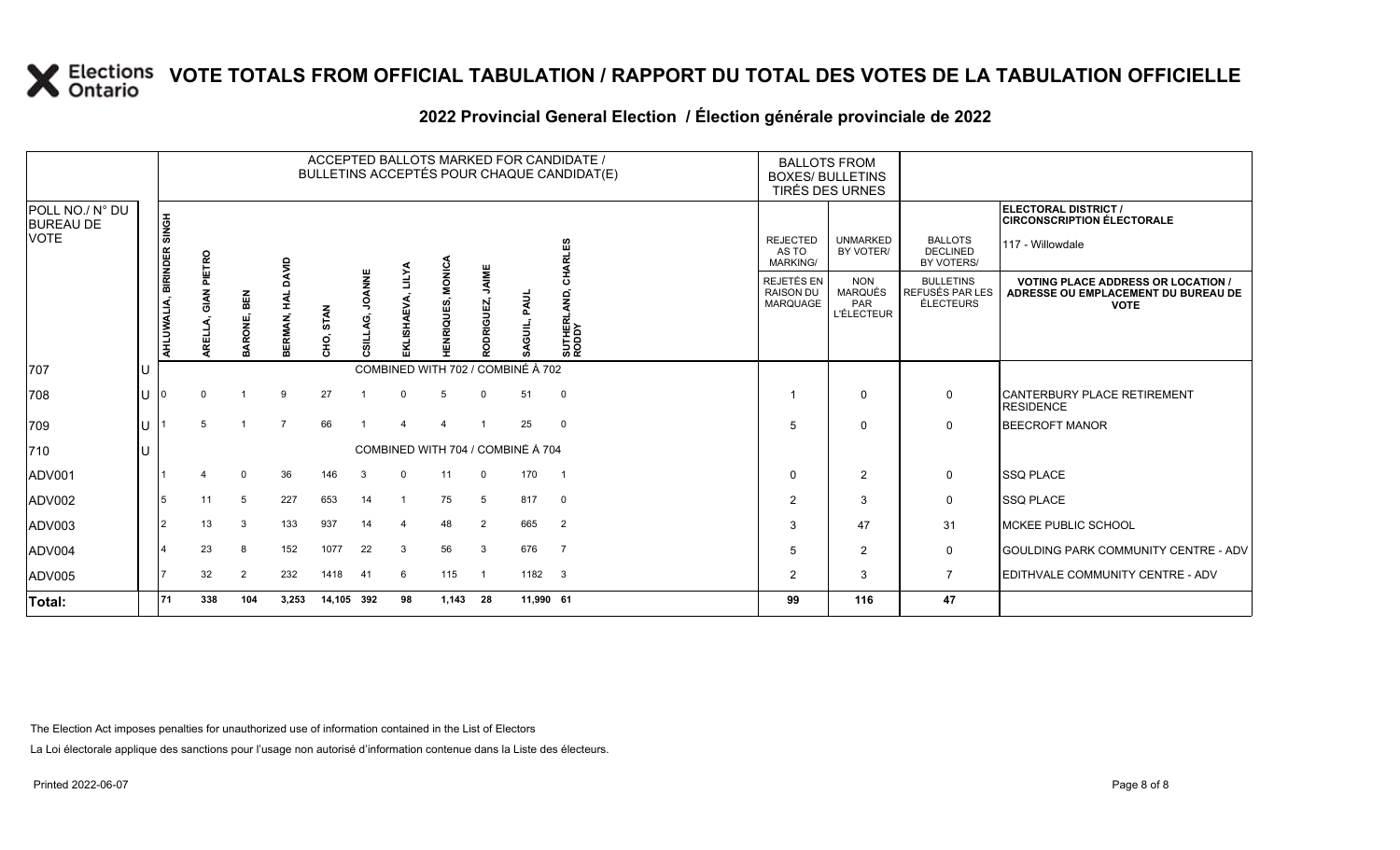# VOTE TOTALS FROM OFFICIAL TABULATION / RAPPORT DU TOTAL DES VOTES DE LA TABULATION OFFICIELLE

## 2022 Provincial General Election / Élection générale provinciale de 2022

| POLL NO./ N° DU BUREAU DE VOTE | | AHLUWALIA, BIRINDER SINGH | ARELLA, GIAN PIETRO | BARONE, BEN | BERMAN, HAL DAVID | CHO, STAN | CSILLAG, JOANNE | EKLISHAEVA, LILYA | HENRIQUES, MONICA | RODRIGUEZ, JAIME | SAGUIL, PAUL | SUTHERLAND, CHARLES RODDY | REJECTED AS TO MARKING/ REJETÉS EN RAISON DU MARQUAGE | UNMARKED BY VOTER/ NON MARQUÉS PAR L'ÉLECTEUR | BALLOTS DECLINED BY VOTERS/ BULLETINS REFUSÉS PAR LES ÉLECTEURS | ELECTORAL DISTRICT / CIRCONSCRIPTION ÉLECTORALE: 117 - Willowdale — VOTING PLACE ADDRESS OR LOCATION / ADRESSE OU EMPLACEMENT DU BUREAU DE VOTE |
|---|---|---|---|---|---|---|---|---|---|---|---|---|---|---|---|---|
| 707 | U | COMBINED WITH 702 / COMBINÉ À 702 | | | | | | | | | | | | | | |
| 708 | U | 0 | 0 | 1 | 9 | 27 | 1 | 0 | 5 | 0 | 51 | 0 | 1 | 0 | 0 | CANTERBURY PLACE RETIREMENT RESIDENCE |
| 709 | U | 1 | 5 | 1 | 7 | 66 | 1 | 4 | 4 | 1 | 25 | 0 | 5 | 0 | 0 | BEECROFT MANOR |
| 710 | U | COMBINED WITH 704 / COMBINÉ À 704 | | | | | | | | | | | | | | |
| ADV001 | | 1 | 4 | 0 | 36 | 146 | 3 | 0 | 11 | 0 | 170 | 1 | 0 | 2 | 0 | SSQ PLACE |
| ADV002 | | 5 | 11 | 5 | 227 | 653 | 14 | 1 | 75 | 5 | 817 | 0 | 2 | 3 | 0 | SSQ PLACE |
| ADV003 | | 2 | 13 | 3 | 133 | 937 | 14 | 4 | 48 | 2 | 665 | 2 | 3 | 47 | 31 | MCKEE PUBLIC SCHOOL |
| ADV004 | | 4 | 23 | 8 | 152 | 1077 | 22 | 3 | 56 | 3 | 676 | 7 | 5 | 2 | 0 | GOULDING PARK COMMUNITY CENTRE - ADV |
| ADV005 | | 7 | 32 | 2 | 232 | 1418 | 41 | 6 | 115 | 1 | 1182 | 3 | 2 | 3 | 7 | EDITHVALE COMMUNITY CENTRE - ADV |
| **Total:** | | 71 | 338 | 104 | 3,253 | 14,105 | 392 | 98 | 1,143 | 28 | 11,990 | 61 | 99 | 116 | 47 | |

The Election Act imposes penalties for unauthorized use of information contained in the List of Electors

La Loi électorale applique des sanctions pour l'usage non autorisé d'information contenue dans la Liste des électeurs.

Printed 2022-06-07